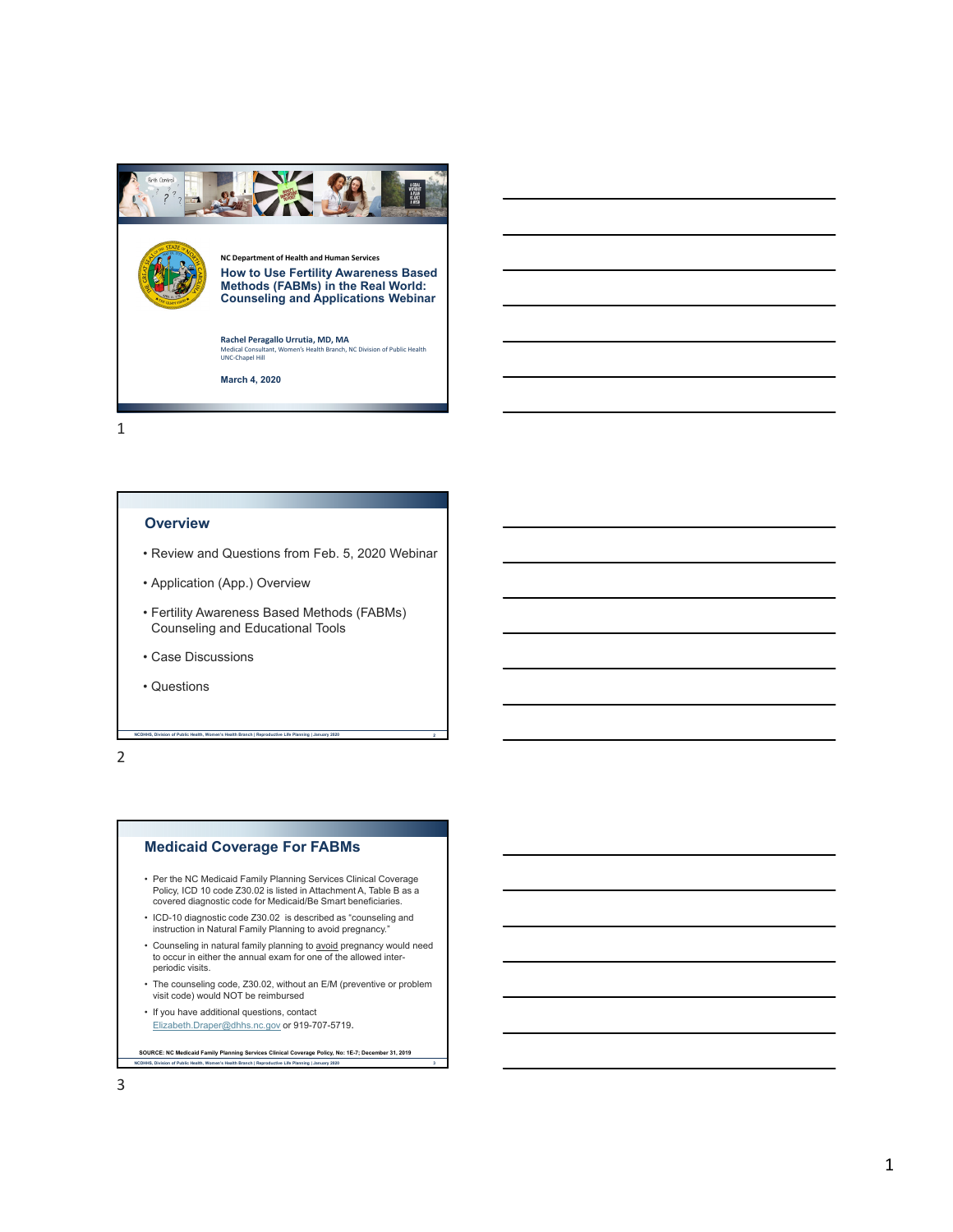NC Department of Health and Human Services

# How to Use Fertility Awareness Based Methods (FABMs) in the Real World: Counseling and Applications Webinar

**Rachel Peragallo Urrutia, MD, MA**
Medical Consultant, Women's Health Branch, NC Division of Public Health
UNC-Chapel Hill

**March 4, 2020**

## Overview

- Review and Questions from Feb. 5, 2020 Webinar
- Application (App.) Overview
- Fertility Awareness Based Methods (FABMs) Counseling and Educational Tools
- Case Discussions
- Questions

## Medicaid Coverage For FABMs

- Per the NC Medicaid Family Planning Services Clinical Coverage Policy, ICD 10 code Z30.02 is listed in Attachment A, Table B as a covered diagnostic code for Medicaid/Be Smart beneficiaries.
- ICD-10 diagnostic code Z30.02 is described as "counseling and instruction in Natural Family Planning to avoid pregnancy."
- Counseling in natural family planning to avoid pregnancy would need to occur in either the annual exam for one of the allowed inter-periodic visits.
- The counseling code, Z30.02, without an E/M (preventive or problem visit code) would NOT be reimbursed
- If you have additional questions, contact Elizabeth.Draper@dhhs.nc.gov or 919-707-5719.

**SOURCE: NC Medicaid Family Planning Services Clinical Coverage Policy, No: 1E-7; December 31, 2019**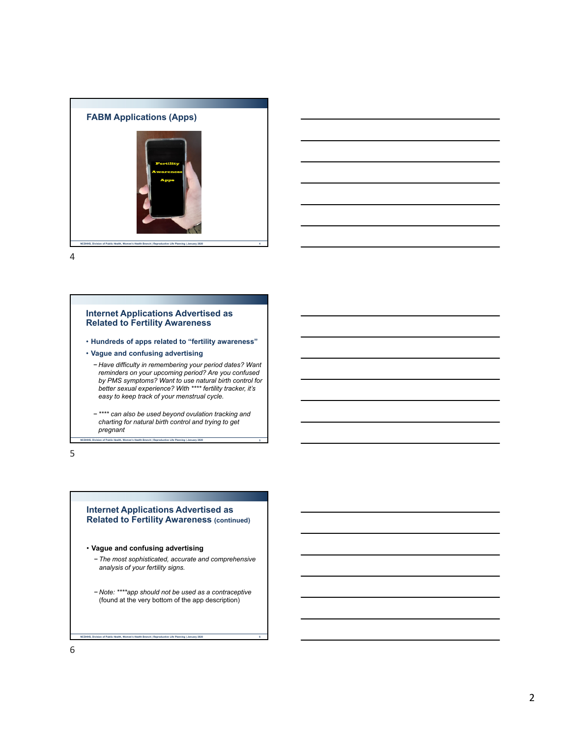## FABM Applications (Apps)

## Internet Applications Advertised as Related to Fertility Awareness

- **Hundreds of apps related to "fertility awareness"**
- **Vague and confusing advertising**
  - *Have difficulty in remembering your period dates? Want reminders on your upcoming period? Are you confused by PMS symptoms? Want to use natural birth control for better sexual experience? With **** fertility tracker, it's easy to keep track of your menstrual cycle.*
  - ***** can also be used beyond ovulation tracking and charting for natural birth control and trying to get pregnant*

## Internet Applications Advertised as Related to Fertility Awareness (continued)

- **Vague and confusing advertising**
  - *The most sophisticated, accurate and comprehensive analysis of your fertility signs.*
  - *Note: ****app should not be used as a contraceptive* (found at the very bottom of the app description)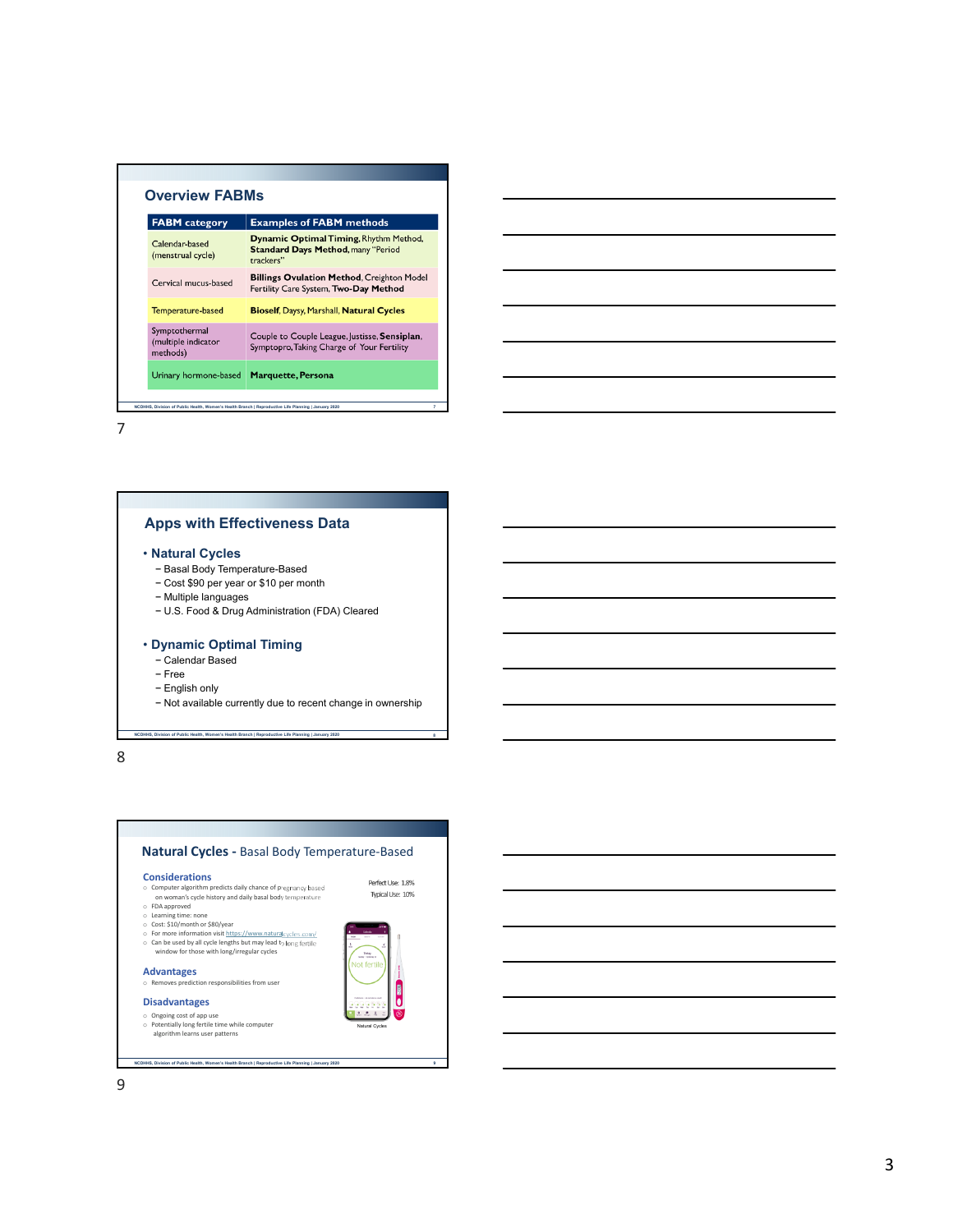## Overview FABMs

| FABM category | Examples of FABM methods |
|---|---|
| Calendar-based (menstrual cycle) | **Dynamic Optimal Timing**, Rhythm Method, **Standard Days Method**, many "Period trackers" |
| Cervical mucus-based | **Billings Ovulation Method**, Creighton Model Fertility Care System, **Two-Day Method** |
| Temperature-based | **Bioself**, Daysy, Marshall, **Natural Cycles** |
| Symptothermal (multiple indicator methods) | Couple to Couple League, Justisse, **Sensiplan**, Symptopro, Taking Charge of Your Fertility |
| Urinary hormone-based | **Marquette, Persona** |

## Apps with Effectiveness Data

- **Natural Cycles**
  - Basal Body Temperature-Based
  - Cost $90 per year or $10 per month
  - Multiple languages
  - U.S. Food & Drug Administration (FDA) Cleared
- **Dynamic Optimal Timing**
  - Calendar Based
  - Free
  - English only
  - Not available currently due to recent change in ownership

## Natural Cycles - Basal Body Temperature-Based

Perfect Use: 1.8%
Typical Use: 10%

### Considerations

- Computer algorithm predicts daily chance of pregnancy based on woman's cycle history and daily basal body temperature
- FDA approved
- Learning time: none
- Cost: $10/month or $80/year
- For more information visit https://www.naturalcycles.com/
- Can be used by all cycle lengths but may lead to long fertile window for those with long/irregular cycles

### Advantages

- Removes prediction responsibilities from user

### Disadvantages

- Ongoing cost of app use
- Potentially long fertile time while computer algorithm learns user patterns

Natural Cycles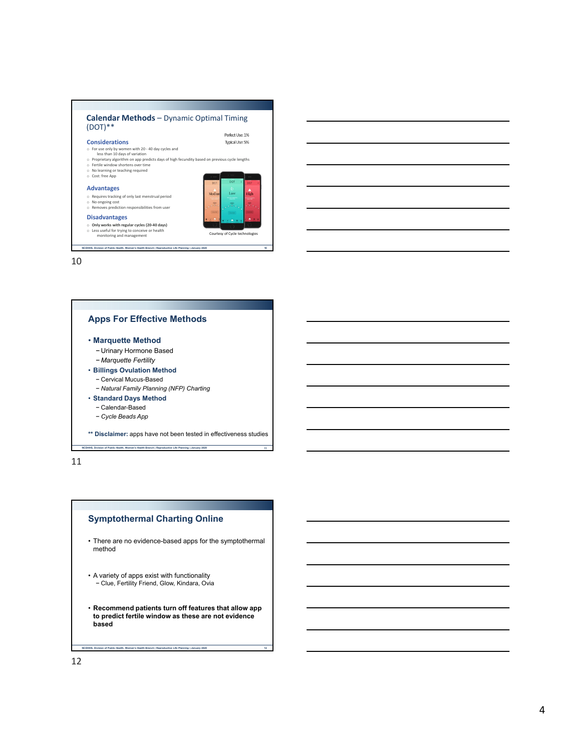## Calendar Methods – Dynamic Optimal Timing (DOT)**

Perfect Use: 1%
Typical Use: 5%

### Considerations

- For use only by women with 20 - 40 day cycles and less than 10 days of variation
- Proprietary algorithm on app predicts days of high fecundity based on previous cycle lengths
- Fertile window shortens over time
- No learning or teaching required
- Cost: free App

### Advantages

- Requires tracking of only last menstrual period
- No ongoing cost
- Removes prediction responsibilities from user

### Disadvantages

- **Only works with regular cycles (20-40 days)**
- Less useful for trying to conceive or health monitoring and management

Courtesy of Cycle technologies

10

## Apps For Effective Methods

- **Marquette Method**
  - Urinary Hormone Based
  - *Marquette Fertility*
- **Billings Ovulation Method**
  - Cervical Mucus-Based
  - *Natural Family Planning (NFP) Charting*
- **Standard Days Method**
  - Calendar-Based
  - *Cycle Beads App*

**** Disclaimer:** apps have not been tested in effectiveness studies

11

## Symptothermal Charting Online

- There are no evidence-based apps for the symptothermal method
- A variety of apps exist with functionality
  - Clue, Fertility Friend, Glow, Kindara, Ovia
- **Recommend patients turn off features that allow app to predict fertile window as these are not evidence based**

12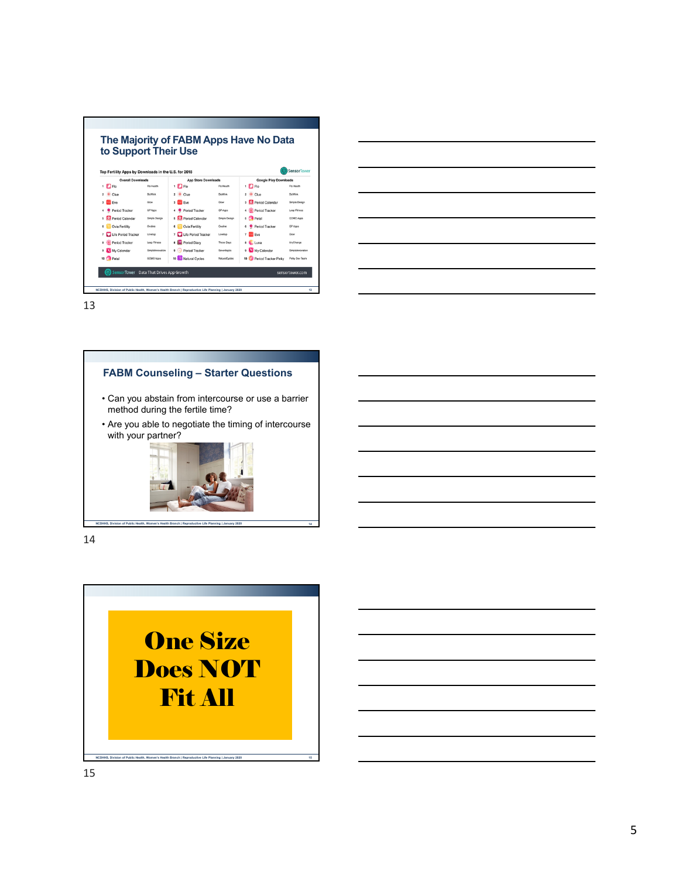## The Majority of FABM Apps Have No Data to Support Their Use

Top Fertility Apps by Downloads in the U.S. for 2018

| | Overall Downloads | | | App Store Downloads | | | Google Play Downloads | |
|---|---|---|---|---|---|---|---|---|
| 1 | Flo | Flo Health | 1 | Flo | Flo Health | 1 | Flo | Flo Health |
| 2 | Clue | BioWink | 2 | Clue | BioWink | 2 | Clue | BioWink |
| 3 | Eve | Glow | 3 | Eve | Glow | 3 | Period Calendar | Simple Design |
| 4 | Period Tracker | GP Apps | 4 | Period Tracker | GP Apps | 4 | Period Tracker | Leap Fitness |
| 5 | Period Calendar | Simple Design | 5 | Period Calendar | Simple Design | 5 | Petal | GOMO Apps |
| 6 | Ovia Fertility | Ovuline | 6 | Ovia Fertility | Ovuline | 6 | Period Tracker | GP Apps |
| 7 | Life Period Tracker | Lovetap | 7 | Life Period Tracker | Lovetap | 7 | Eve | Glow |
| 8 | Period Tracker | Leap Fitness | 8 | Period Diary | Those Days | 8 | Luna | tinyChange |
| 9 | My Calendar | SimpleInnovation | 9 | Period Tracker | Seventeplix | 9 | My Calendar | SimpleInnovation |
| 10 | Petal | GOMO Apps | 10 | Natural Cycles | NaturalCycles | 10 | Period Tracker Pinky | Pinky Dev Team |

SensorTower Data That Drives App Growth sensortower.com

13

## FABM Counseling – Starter Questions

- Can you abstain from intercourse or use a barrier method during the fertile time?
- Are you able to negotiate the timing of intercourse with your partner?

14

# One Size Does NOT Fit All

15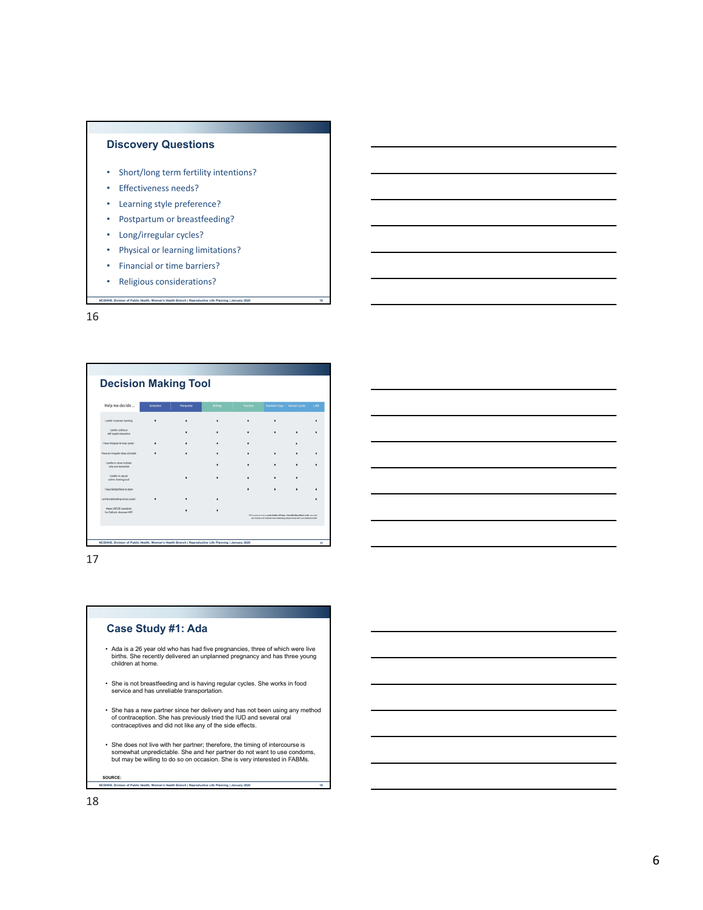## Discovery Questions

- Short/long term fertility intentions?
- Effectiveness needs?
- Learning style preference?
- Postpartum or breastfeeding?
- Long/irregular cycles?
- Physical or learning limitations?
- Financial or time barriers?
- Religious considerations?

## Decision Making Tool

| Help me decide ... | Sensiplan | Marquette | Billings | Two Day | Standard Days | Natural Cycles | LAM |
|---|---|---|---|---|---|---|---|
| I prefer in-person learning | • | • | • | • | • | | • |
| I prefer online or self taught education | | • | • | • | • | • | • |
| I have irregular or long cycles* | • | • | • | • | | • | |
| I have an irregular sleep schedule | • | • | • | • | • | • | • |
| I prefer to observe/track only one biomarker | | | • | • | • | • | • |
| I prefer to use an online charting tool | | • | • | • | • | • | |
| I have limited time to learn | | | | • | • | • | • |
| I am breastfeeding w/out cycles* | • | • | • | | | | • |
| Meets USCCB standards for Catholic diocesan NFP | | • | • | | | | |

*Circumstances such as cycles lasting ... breastfeeding without cycles may make use of some or all methods more challenging; please discuss with your medical provider.

## Case Study #1: Ada

- Ada is a 26 year old who has had five pregnancies, three of which were live births. She recently delivered an unplanned pregnancy and has three young children at home.
- She is not breastfeeding and is having regular cycles. She works in food service and has unreliable transportation.
- She has a new partner since her delivery and has not been using any method of contraception. She has previously tried the IUD and several oral contraceptives and did not like any of the side effects.
- She does not live with her partner; therefore, the timing of intercourse is somewhat unpredictable. She and her partner do not want to use condoms, but may be willing to do so on occasion. She is very interested in FABMs.

SOURCE: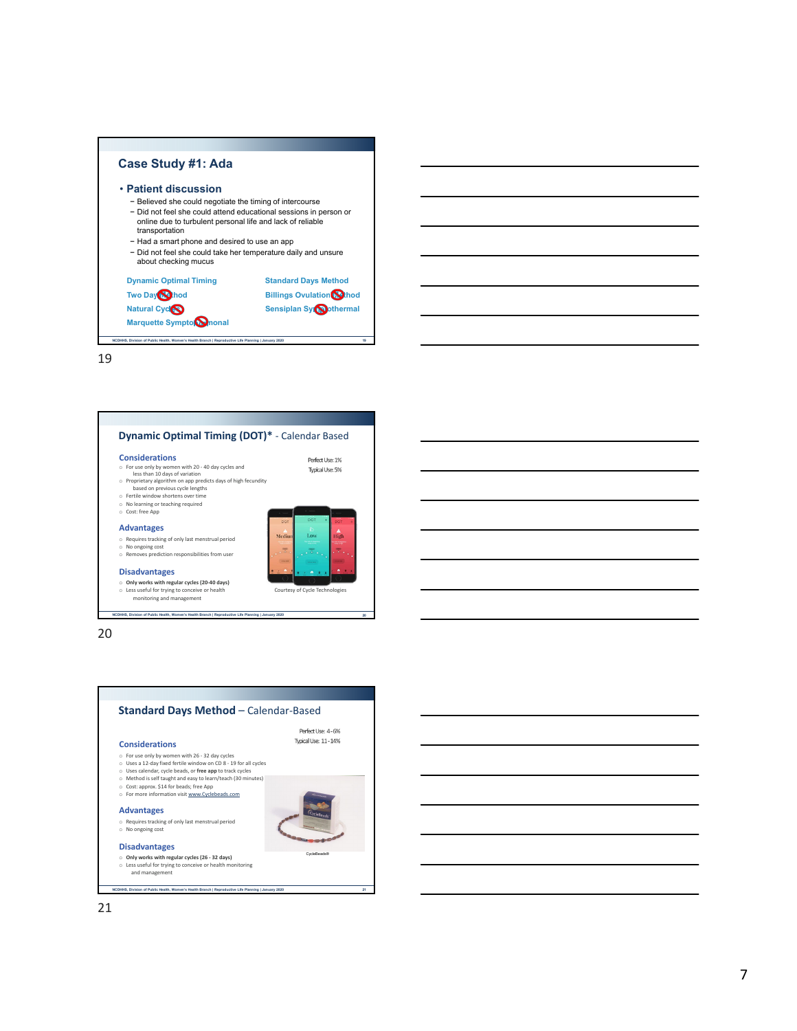## Case Study #1: Ada

- **Patient discussion**
  - Believed she could negotiate the timing of intercourse
  - Did not feel she could attend educational sessions in person or online due to turbulent personal life and lack of reliable transportation
  - Had a smart phone and desired to use an app
  - Did not feel she could take her temperature daily and unsure about checking mucus

| | |
|---|---|
| Dynamic Optimal Timing | Standard Days Method |
| Two Day Method | Billings Ovulation Method |
| Natural Cycles | Sensiplan Symptothermal |
| Marquette Symptohormonal | |

19

## Dynamic Optimal Timing (DOT)* - Calendar Based

Perfect Use: 1%
Typical Use: 5%

### Considerations

- For use only by women with 20 - 40 day cycles and less than 10 days of variation
- Proprietary algorithm on app predicts days of high fecundity based on previous cycle lengths
- Fertile window shortens over time
- No learning or teaching required
- Cost: free App

### Advantages

- Requires tracking of only last menstrual period
- No ongoing cost
- Removes prediction responsibilities from user

### Disadvantages

- **Only works with regular cycles (20-40 days)**
- Less useful for trying to conceive or health monitoring and management

Courtesy of Cycle Technologies

20

## Standard Days Method – Calendar-Based

Perfect Use: 4-6%
Typical Use: 11-14%

### Considerations

- For use only by women with 26 - 32 day cycles
- Uses a 12-day fixed fertile window on CD 8 - 19 for all cycles
- Uses calendar, cycle beads, or **free app** to track cycles
- Method is self taught and easy to learn/teach (30 minutes)
- Cost: approx. $14 for beads; free App
- For more information visit www.Cyclebeads.com

### Advantages

- Requires tracking of only last menstrual period
- No ongoing cost

### Disadvantages

- **Only works with regular cycles (26 - 32 days)**
- Less useful for trying to conceive or health monitoring and management

CycleBeads®

21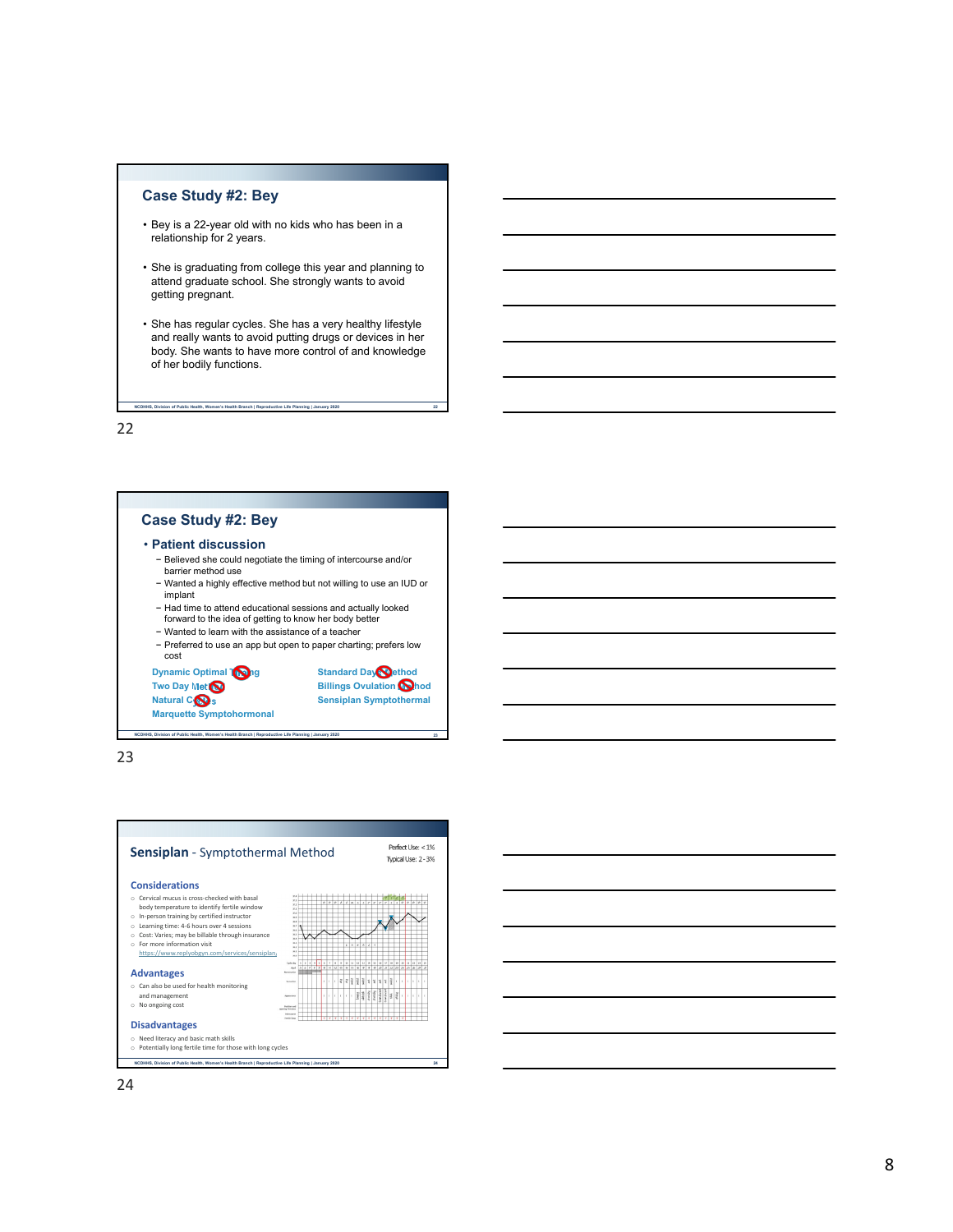## Case Study #2: Bey

- Bey is a 22-year old with no kids who has been in a relationship for 2 years.
- She is graduating from college this year and planning to attend graduate school. She strongly wants to avoid getting pregnant.
- She has regular cycles. She has a very healthy lifestyle and really wants to avoid putting drugs or devices in her body. She wants to have more control of and knowledge of her bodily functions.

22

## Case Study #2: Bey

- **Patient discussion**
  - Believed she could negotiate the timing of intercourse and/or barrier method use
  - Wanted a highly effective method but not willing to use an IUD or implant
  - Had time to attend educational sessions and actually looked forward to the idea of getting to know her body better
  - Wanted to learn with the assistance of a teacher
  - Preferred to use an app but open to paper charting; prefers low cost

Dynamic Optimal Timing
Two Day Method
Natural Cycles
Marquette Symptohormonal
Standard Days Method
Billings Ovulation Method
Sensiplan Symptothermal

23

## Sensiplan - Symptothermal Method

Perfect Use: < 1%
Typical Use: 2 - 3%

### Considerations

- Cervical mucus is cross-checked with basal body temperature to identify fertile window
- In-person training by certified instructor
- Learning time: 4-6 hours over 4 sessions
- Cost: Varies; may be billable through insurance
- For more information visit https://www.replyobgyn.com/services/sensiplan/

### Advantages

- Can also be used for health monitoring and management
- No ongoing cost

### Disadvantages

- Need literacy and basic math skills
- Potentially long fertile time for those with long cycles

24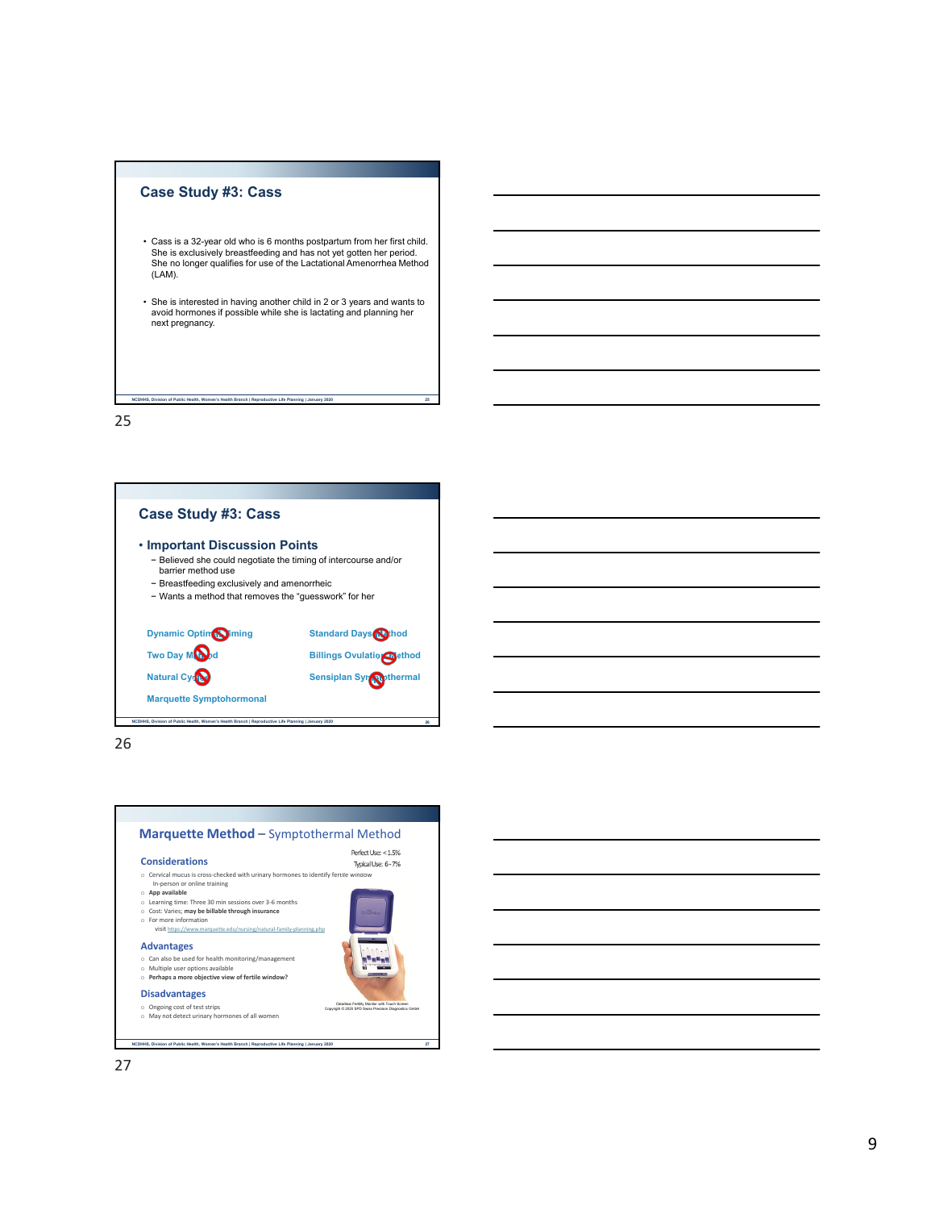## Case Study #3: Cass

- Cass is a 32-year old who is 6 months postpartum from her first child. She is exclusively breastfeeding and has not yet gotten her period. She no longer qualifies for use of the Lactational Amenorrhea Method (LAM).
- She is interested in having another child in 2 or 3 years and wants to avoid hormones if possible while she is lactating and planning her next pregnancy.

## Case Study #3: Cass

- **Important Discussion Points**
  - Believed she could negotiate the timing of intercourse and/or barrier method use
  - Breastfeeding exclusively and amenorrheic
  - Wants a method that removes the "guesswork" for her

Dynamic Optimal Timing

Two Day Method

Natural Cycles

Marquette Symptohormonal

Standard Days Method

Billings Ovulation Method

Sensiplan Symptothermal

## Marquette Method – Symptothermal Method

Perfect Use: < 1.5%
Typical Use: 6 - 7%

### Considerations

- Cervical mucus is cross-checked with urinary hormones to identify fertile window
  In-person or online training
- **App available**
- Learning time: Three 30 min sessions over 3-6 months
- Cost: Varies; **may be billable through insurance**
- For more information
  visit https://www.marquette.edu/nursing/natural-family-planning.php

### Advantages

- Can also be used for health monitoring/management
- Multiple user options available
- **Perhaps a more objective view of fertile window?**

### Disadvantages

- Ongoing cost of test strips
- May not detect urinary hormones of all women

Clearblue Fertility Monitor with Touch Screen
Copyright © 2020 SPD Swiss Precision Diagnostics GmbH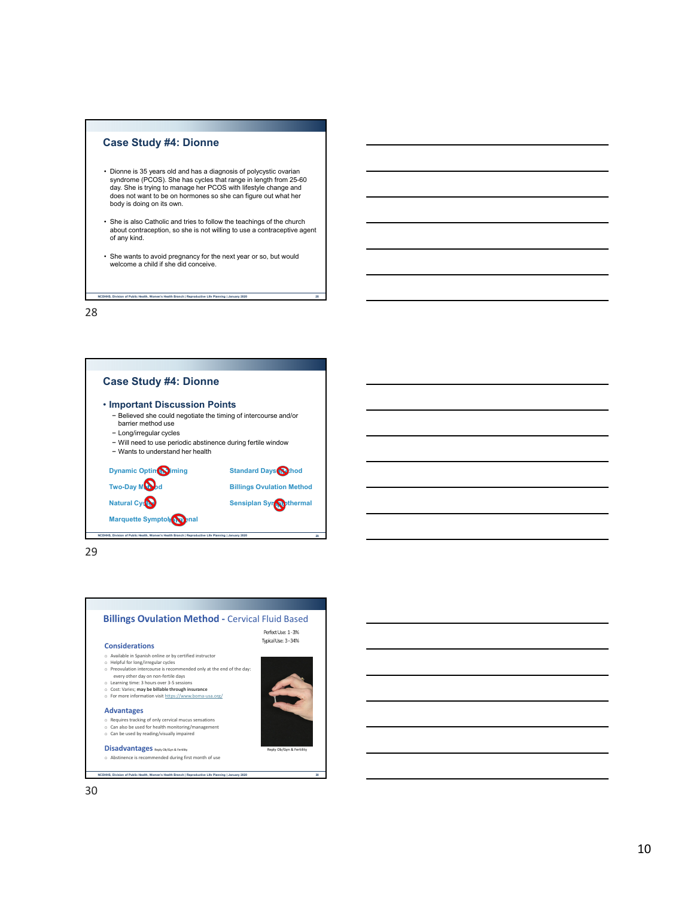## Case Study #4: Dionne

- Dionne is 35 years old and has a diagnosis of polycystic ovarian syndrome (PCOS). She has cycles that range in length from 25-60 day. She is trying to manage her PCOS with lifestyle change and does not want to be on hormones so she can figure out what her body is doing on its own.
- She is also Catholic and tries to follow the teachings of the church about contraception, so she is not willing to use a contraceptive agent of any kind.
- She wants to avoid pregnancy for the next year or so, but would welcome a child if she did conceive.

## Case Study #4: Dionne

- **Important Discussion Points**
  - Believed she could negotiate the timing of intercourse and/or barrier method use
  - Long/irregular cycles
  - Will need to use periodic abstinence during fertile window
  - Wants to understand her health

Dynamic Optimal Timing

Two-Day Method

Natural Cycles

Marquette Symptohormonal

Standard Days Method

Billings Ovulation Method

Sensiplan Symptothermal

## Billings Ovulation Method - Cervical Fluid Based

Perfect Use: 1-3%
Typical Use: 3-34%

### Considerations

- Available in Spanish online or by certified instructor
- Helpful for long/irregular cycles
- Preovulation intercourse is recommended only at the end of the day: every other day on non-fertile days
- Learning time: 3 hours over 3-5 sessions
- Cost: Varies; **may be billable through insurance**
- For more information visit https://www.boma-usa.org/

### Advantages

- Requires tracking of only cervical mucus sensations
- Can also be used for health monitoring/management
- Can be used by reading/visually impaired

### Disadvantages

Reply Ob/Gyn & Fertility

- Abstinence is recommended during first month of use

Reply Ob/Gyn & Fertility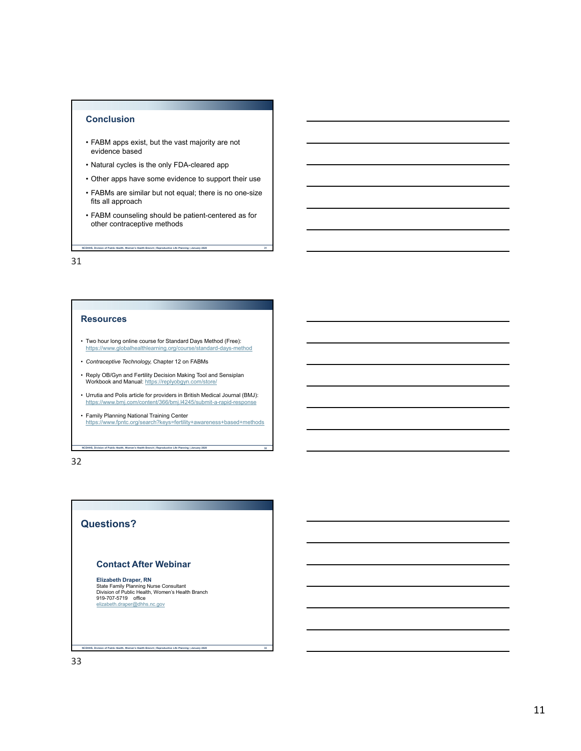## Conclusion

- FABM apps exist, but the vast majority are not evidence based
- Natural cycles is the only FDA-cleared app
- Other apps have some evidence to support their use
- FABMs are similar but not equal; there is no one-size fits all approach
- FABM counseling should be patient-centered as for other contraceptive methods

## Resources

- Two hour long online course for Standard Days Method (Free): https://www.globalhealthlearning.org/course/standard-days-method
- *Contraceptive Technology,* Chapter 12 on FABMs
- Reply OB/Gyn and Fertility Decision Making Tool and Sensiplan Workbook and Manual: https://replyobgyn.com/store/
- Urrutia and Polis article for providers in British Medical Journal (BMJ): https://www.bmj.com/content/366/bmj.l4245/submit-a-rapid-response
- Family Planning National Training Center https://www.fpntc.org/search?keys=fertility+awareness+based+methods

## Questions?

### Contact After Webinar

**Elizabeth Draper, RN**
State Family Planning Nurse Consultant
Division of Public Health, Women's Health Branch
919-707-5719 office
elizabeth.draper@dhhs.nc.gov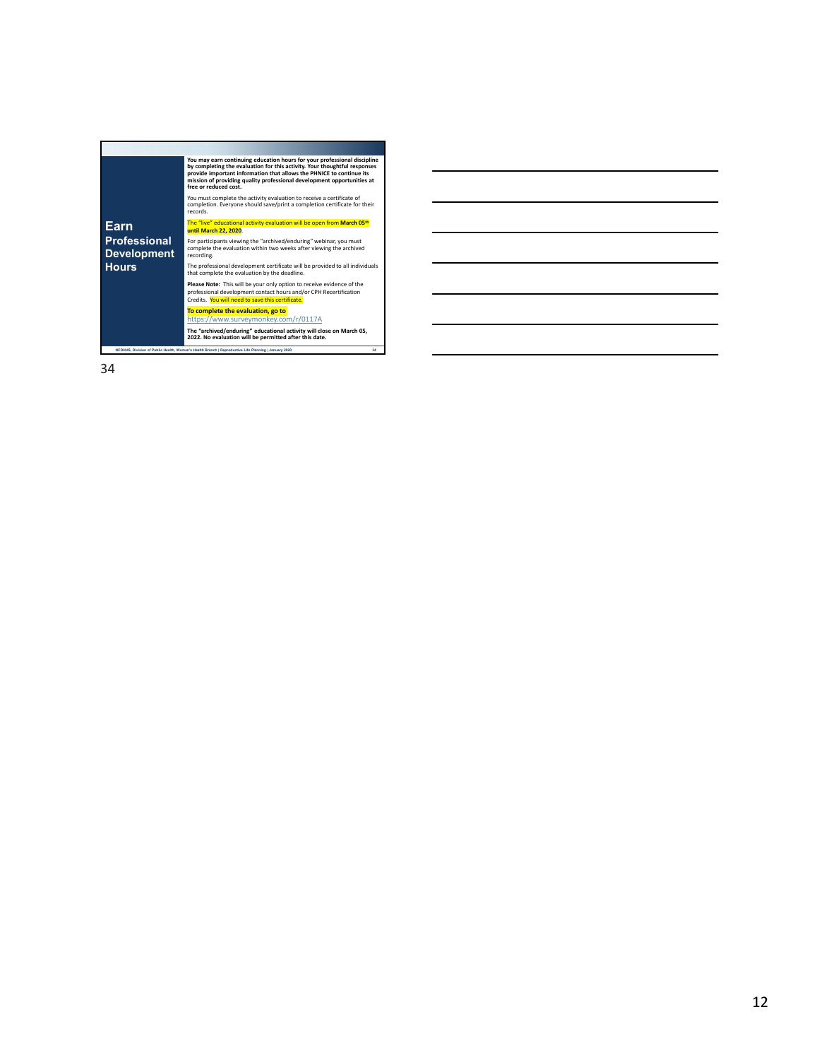## Earn Professional Development Hours

**You may earn continuing education hours for your professional discipline by completing the evaluation for this activity. Your thoughtful responses provide important information that allows the PHNICE to continue its mission of providing quality professional development opportunities at free or reduced cost.**

You must complete the activity evaluation to receive a certificate of completion. Everyone should save/print a completion certificate for their records.

The "live" educational activity evaluation will be open from **March 05th until March 22, 2020**.

For participants viewing the "archived/enduring" webinar, you must complete the evaluation within two weeks after viewing the archived recording.

The professional development certificate will be provided to all individuals that complete the evaluation by the deadline.

**Please Note:** This will be your only option to receive evidence of the professional development contact hours and/or CPH Recertification Credits. You will need to save this certificate.

**To complete the evaluation, go to**
https://www.surveymonkey.com/r/0117A

**The "archived/enduring" educational activity will close on March 05, 2022. No evaluation will be permitted after this date.**

NCDHHS, Division of Public Health, Women's Health Branch | Reproductive Life Planning | January 2020

34